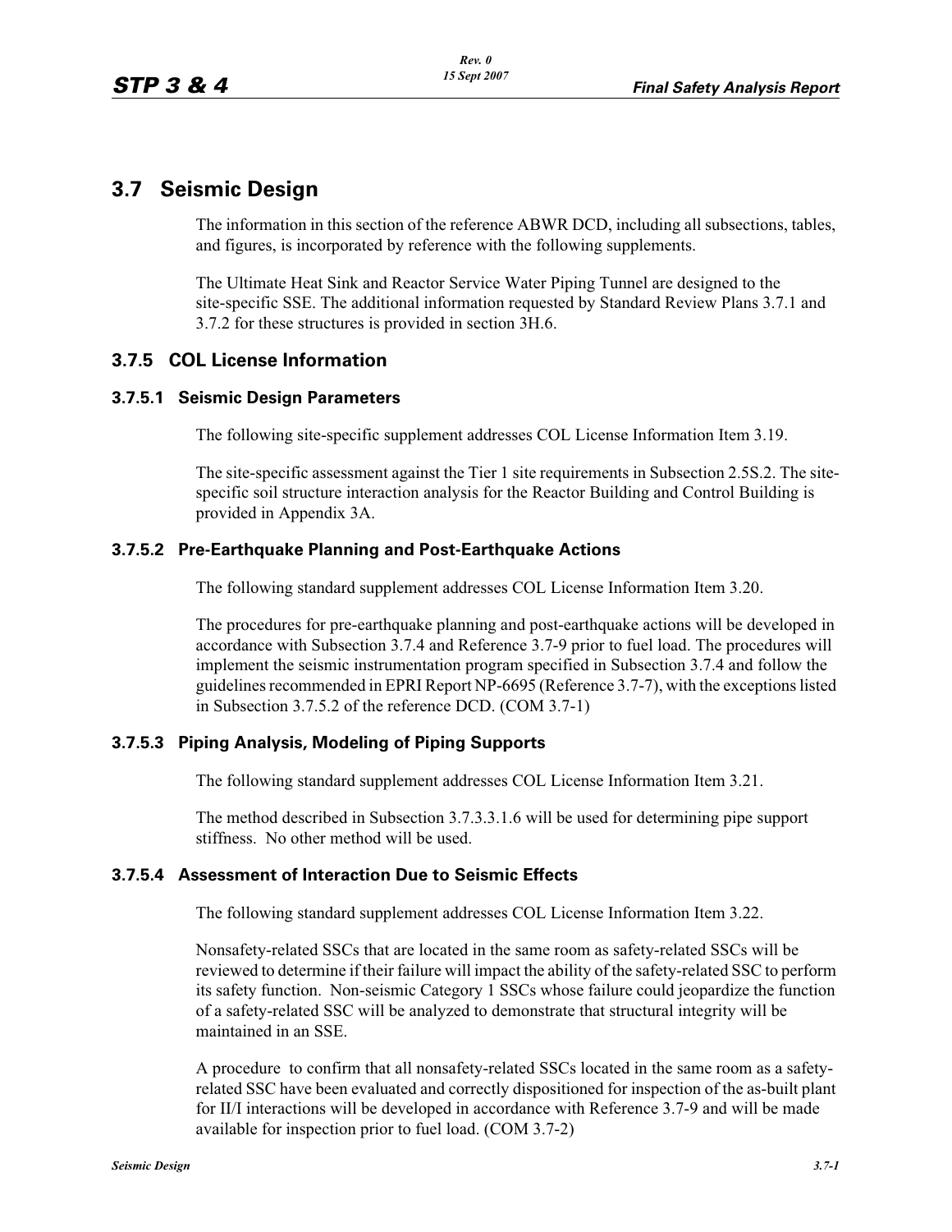# 3.7 Seismic Design

The information in this section of the reference ABWR DCD, including all subsections, tables, and figures, is incorporated by reference with the following supplements.

The Ultimate Heat Sink and Reactor Service Water Piping Tunnel are designed to the site-specific SSE. The additional information requested by Standard Review Plans 3.7.1 and 3.7.2 for these structures is provided in section 3H.6.

## 3.7.5 COL License Information

### 3.7.5.1 Seismic Design Parameters

The following site-specific supplement addresses COL License Information Item 3.19.

The site-specific assessment against the Tier 1 site requirements in Subsection 2.5S.2. The site-specific soil structure interaction analysis for the Reactor Building and Control Building is provided in Appendix 3A.

### 3.7.5.2 Pre-Earthquake Planning and Post-Earthquake Actions

The following standard supplement addresses COL License Information Item 3.20.

The procedures for pre-earthquake planning and post-earthquake actions will be developed in accordance with Subsection 3.7.4 and Reference 3.7-9 prior to fuel load. The procedures will implement the seismic instrumentation program specified in Subsection 3.7.4 and follow the guidelines recommended in EPRI Report NP-6695 (Reference 3.7-7), with the exceptions listed in Subsection 3.7.5.2 of the reference DCD. (COM 3.7-1)

### 3.7.5.3 Piping Analysis, Modeling of Piping Supports

The following standard supplement addresses COL License Information Item 3.21.

The method described in Subsection 3.7.3.3.1.6 will be used for determining pipe support stiffness. No other method will be used.

### 3.7.5.4 Assessment of Interaction Due to Seismic Effects

The following standard supplement addresses COL License Information Item 3.22.

Nonsafety-related SSCs that are located in the same room as safety-related SSCs will be reviewed to determine if their failure will impact the ability of the safety-related SSC to perform its safety function. Non-seismic Category 1 SSCs whose failure could jeopardize the function of a safety-related SSC will be analyzed to demonstrate that structural integrity will be maintained in an SSE.

A procedure to confirm that all nonsafety-related SSCs located in the same room as a safety-related SSC have been evaluated and correctly dispositioned for inspection of the as-built plant for II/I interactions will be developed in accordance with Reference 3.7-9 and will be made available for inspection prior to fuel load. (COM 3.7-2)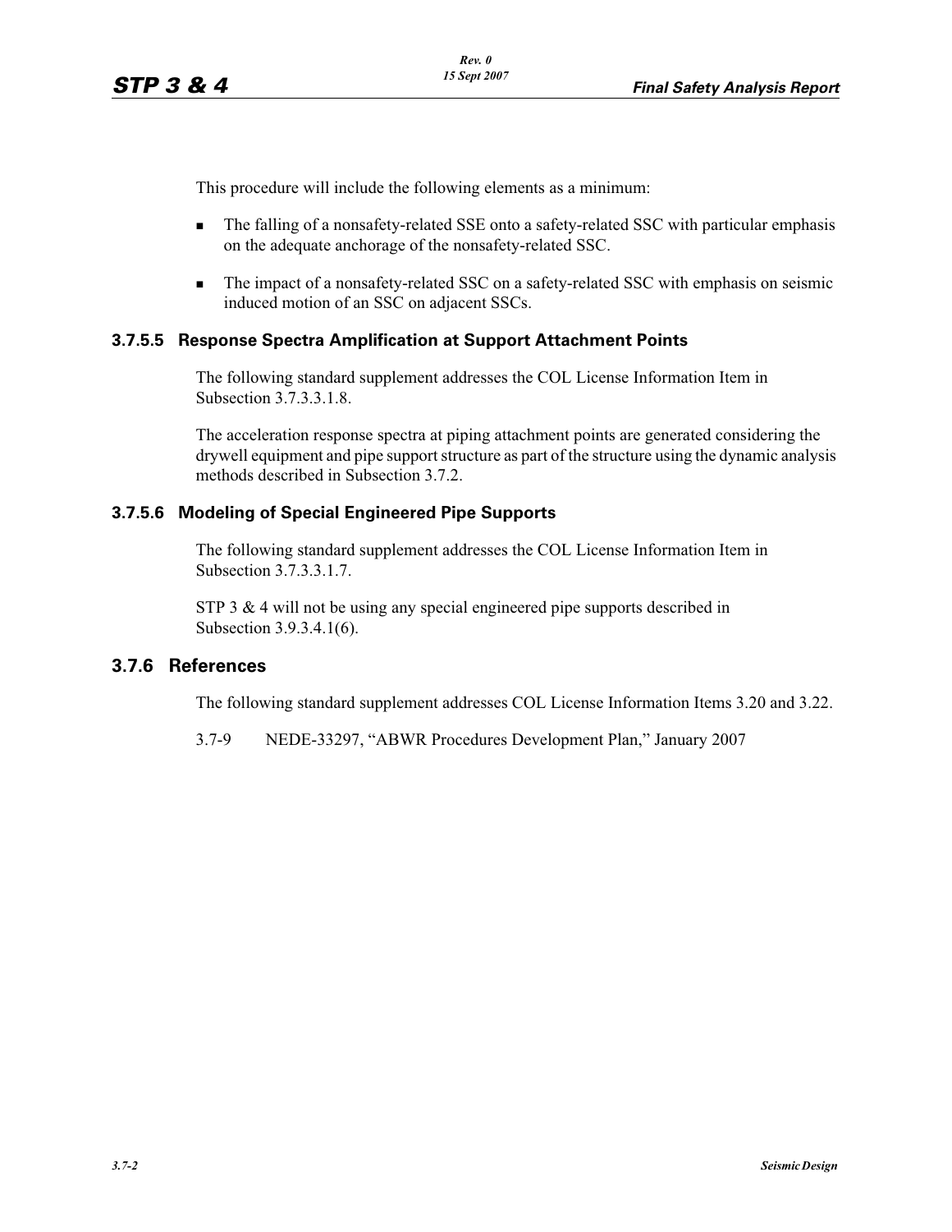This procedure will include the following elements as a minimum:

- The falling of a nonsafety-related SSE onto a safety-related SSC with particular emphasis on the adequate anchorage of the nonsafety-related SSC.
- The impact of a nonsafety-related SSC on a safety-related SSC with emphasis on seismic induced motion of an SSC on adjacent SSCs.

### 3.7.5.5 Response Spectra Amplification at Support Attachment Points

The following standard supplement addresses the COL License Information Item in Subsection 3.7.3.3.1.8.

The acceleration response spectra at piping attachment points are generated considering the drywell equipment and pipe support structure as part of the structure using the dynamic analysis methods described in Subsection 3.7.2.

### 3.7.5.6 Modeling of Special Engineered Pipe Supports

The following standard supplement addresses the COL License Information Item in Subsection 3.7.3.3.1.7.

STP 3 & 4 will not be using any special engineered pipe supports described in Subsection 3.9.3.4.1(6).

## 3.7.6 References

The following standard supplement addresses COL License Information Items 3.20 and 3.22.

3.7-9 NEDE-33297, "ABWR Procedures Development Plan," January 2007